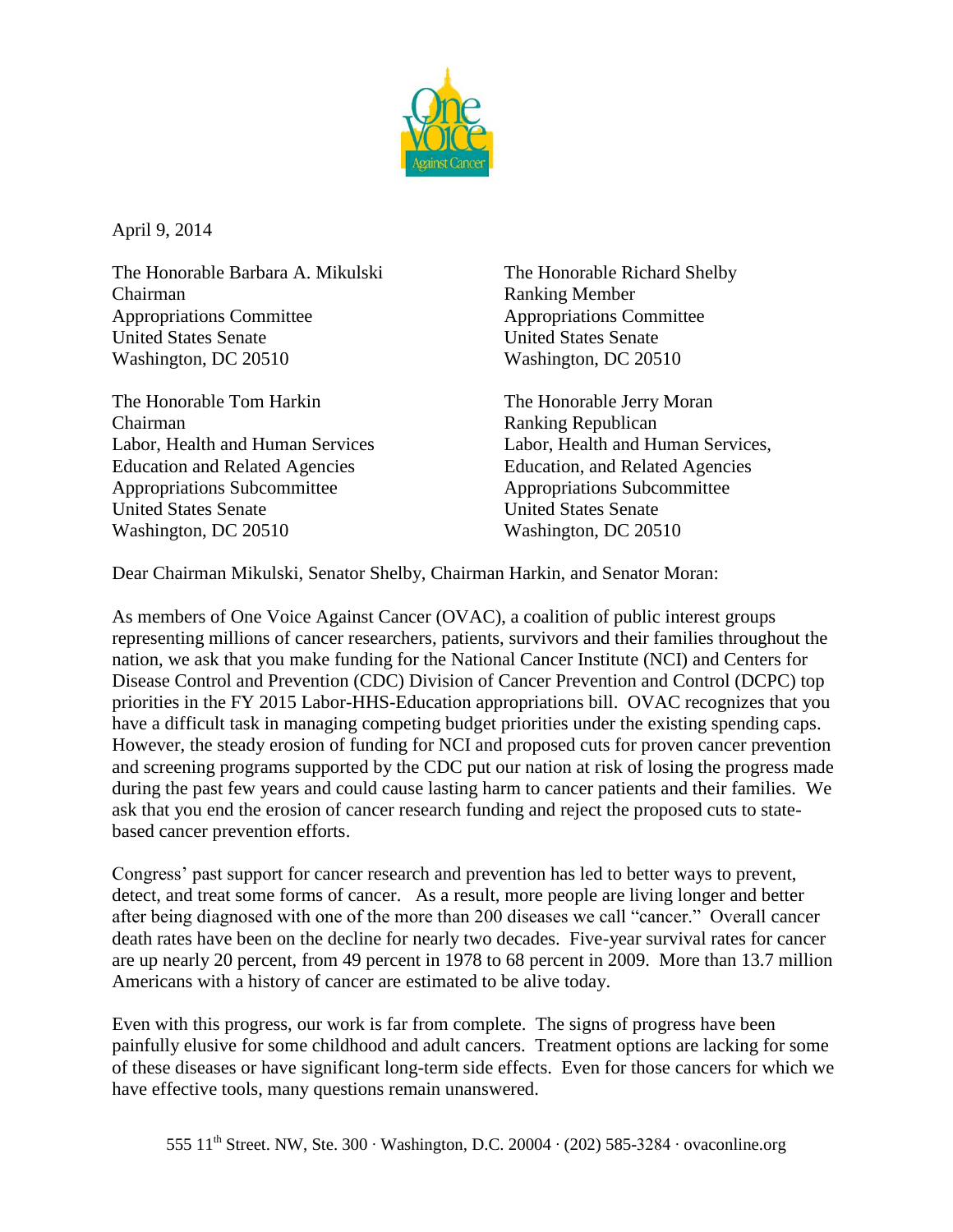April 9, 2014

The Honorable Barbara A. Mikulski
Chairman
Appropriations Committee
United States Senate
Washington, DC 20510

The Honorable Richard Shelby
Ranking Member
Appropriations Committee
United States Senate
Washington, DC 20510

The Honorable Tom Harkin
Chairman
Labor, Health and Human Services
Education and Related Agencies
Appropriations Subcommittee
United States Senate
Washington, DC 20510

The Honorable Jerry Moran
Ranking Republican
Labor, Health and Human Services,
Education, and Related Agencies
Appropriations Subcommittee
United States Senate
Washington, DC 20510

Dear Chairman Mikulski, Senator Shelby, Chairman Harkin, and Senator Moran:

As members of One Voice Against Cancer (OVAC), a coalition of public interest groups representing millions of cancer researchers, patients, survivors and their families throughout the nation, we ask that you make funding for the National Cancer Institute (NCI) and Centers for Disease Control and Prevention (CDC) Division of Cancer Prevention and Control (DCPC) top priorities in the FY 2015 Labor-HHS-Education appropriations bill. OVAC recognizes that you have a difficult task in managing competing budget priorities under the existing spending caps. However, the steady erosion of funding for NCI and proposed cuts for proven cancer prevention and screening programs supported by the CDC put our nation at risk of losing the progress made during the past few years and could cause lasting harm to cancer patients and their families. We ask that you end the erosion of cancer research funding and reject the proposed cuts to state-based cancer prevention efforts.

Congress' past support for cancer research and prevention has led to better ways to prevent, detect, and treat some forms of cancer. As a result, more people are living longer and better after being diagnosed with one of the more than 200 diseases we call "cancer." Overall cancer death rates have been on the decline for nearly two decades. Five-year survival rates for cancer are up nearly 20 percent, from 49 percent in 1978 to 68 percent in 2009. More than 13.7 million Americans with a history of cancer are estimated to be alive today.

Even with this progress, our work is far from complete. The signs of progress have been painfully elusive for some childhood and adult cancers. Treatment options are lacking for some of these diseases or have significant long-term side effects. Even for those cancers for which we have effective tools, many questions remain unanswered.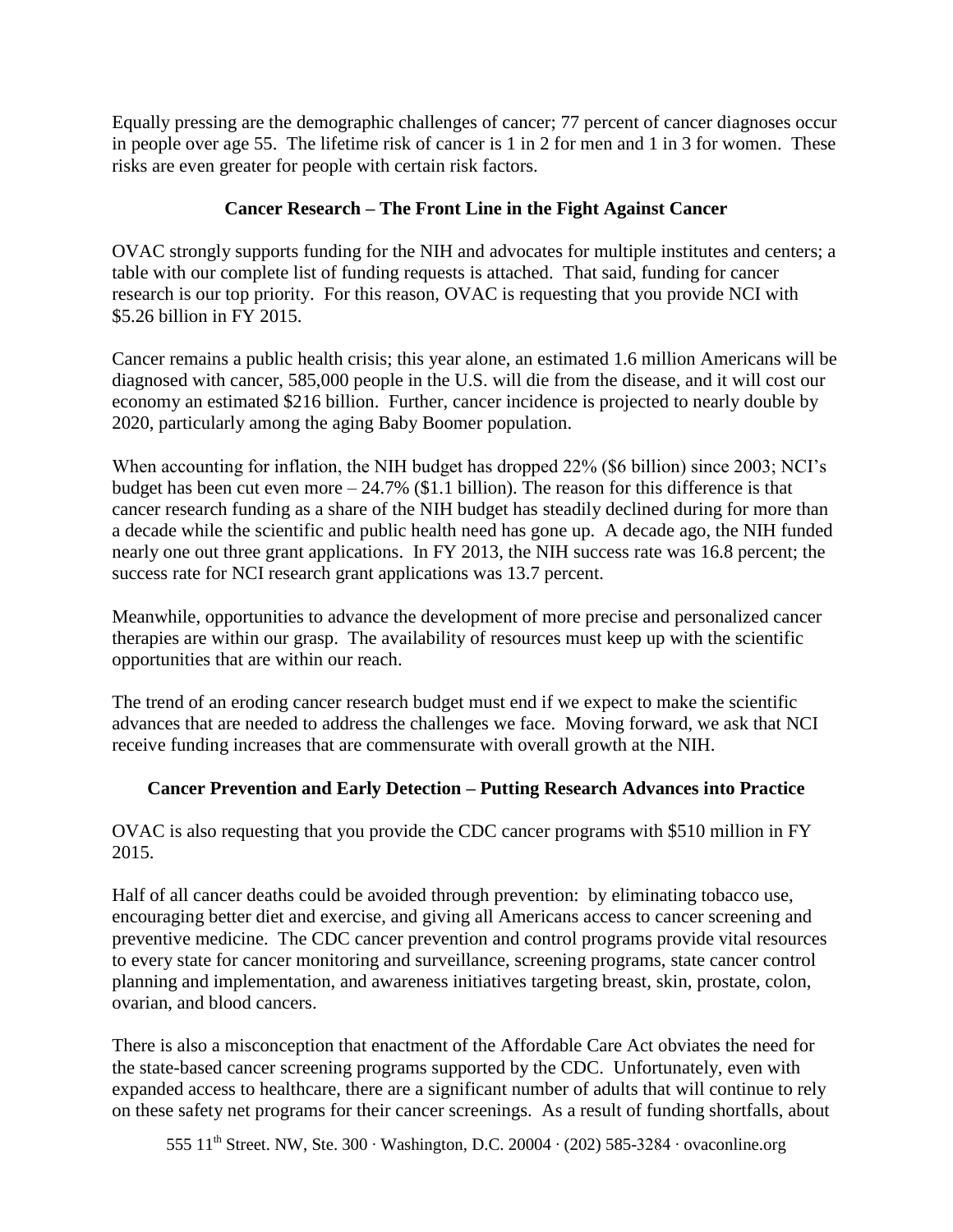Equally pressing are the demographic challenges of cancer; 77 percent of cancer diagnoses occur in people over age 55. The lifetime risk of cancer is 1 in 2 for men and 1 in 3 for women. These risks are even greater for people with certain risk factors.

**Cancer Research – The Front Line in the Fight Against Cancer**

OVAC strongly supports funding for the NIH and advocates for multiple institutes and centers; a table with our complete list of funding requests is attached. That said, funding for cancer research is our top priority. For this reason, OVAC is requesting that you provide NCI with \$5.26 billion in FY 2015.

Cancer remains a public health crisis; this year alone, an estimated 1.6 million Americans will be diagnosed with cancer, 585,000 people in the U.S. will die from the disease, and it will cost our economy an estimated \$216 billion. Further, cancer incidence is projected to nearly double by 2020, particularly among the aging Baby Boomer population.

When accounting for inflation, the NIH budget has dropped 22% (\$6 billion) since 2003; NCI's budget has been cut even more – 24.7% (\$1.1 billion). The reason for this difference is that cancer research funding as a share of the NIH budget has steadily declined during for more than a decade while the scientific and public health need has gone up. A decade ago, the NIH funded nearly one out three grant applications. In FY 2013, the NIH success rate was 16.8 percent; the success rate for NCI research grant applications was 13.7 percent.

Meanwhile, opportunities to advance the development of more precise and personalized cancer therapies are within our grasp. The availability of resources must keep up with the scientific opportunities that are within our reach.

The trend of an eroding cancer research budget must end if we expect to make the scientific advances that are needed to address the challenges we face. Moving forward, we ask that NCI receive funding increases that are commensurate with overall growth at the NIH.

**Cancer Prevention and Early Detection – Putting Research Advances into Practice**

OVAC is also requesting that you provide the CDC cancer programs with \$510 million in FY 2015.

Half of all cancer deaths could be avoided through prevention: by eliminating tobacco use, encouraging better diet and exercise, and giving all Americans access to cancer screening and preventive medicine. The CDC cancer prevention and control programs provide vital resources to every state for cancer monitoring and surveillance, screening programs, state cancer control planning and implementation, and awareness initiatives targeting breast, skin, prostate, colon, ovarian, and blood cancers.

There is also a misconception that enactment of the Affordable Care Act obviates the need for the state-based cancer screening programs supported by the CDC. Unfortunately, even with expanded access to healthcare, there are a significant number of adults that will continue to rely on these safety net programs for their cancer screenings. As a result of funding shortfalls, about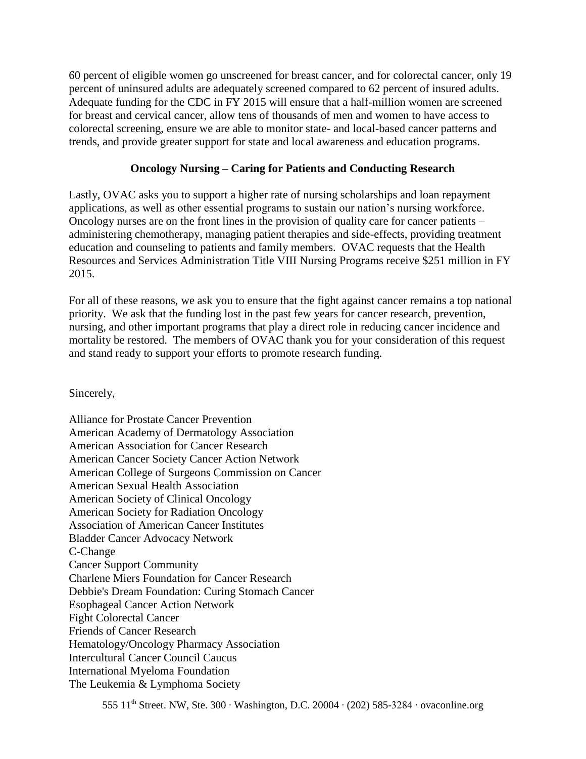60 percent of eligible women go unscreened for breast cancer, and for colorectal cancer, only 19 percent of uninsured adults are adequately screened compared to 62 percent of insured adults. Adequate funding for the CDC in FY 2015 will ensure that a half-million women are screened for breast and cervical cancer, allow tens of thousands of men and women to have access to colorectal screening, ensure we are able to monitor state- and local-based cancer patterns and trends, and provide greater support for state and local awareness and education programs.

**Oncology Nursing – Caring for Patients and Conducting Research**

Lastly, OVAC asks you to support a higher rate of nursing scholarships and loan repayment applications, as well as other essential programs to sustain our nation's nursing workforce. Oncology nurses are on the front lines in the provision of quality care for cancer patients – administering chemotherapy, managing patient therapies and side-effects, providing treatment education and counseling to patients and family members. OVAC requests that the Health Resources and Services Administration Title VIII Nursing Programs receive $251 million in FY 2015.

For all of these reasons, we ask you to ensure that the fight against cancer remains a top national priority. We ask that the funding lost in the past few years for cancer research, prevention, nursing, and other important programs that play a direct role in reducing cancer incidence and mortality be restored. The members of OVAC thank you for your consideration of this request and stand ready to support your efforts to promote research funding.

Sincerely,

Alliance for Prostate Cancer Prevention
American Academy of Dermatology Association
American Association for Cancer Research
American Cancer Society Cancer Action Network
American College of Surgeons Commission on Cancer
American Sexual Health Association
American Society of Clinical Oncology
American Society for Radiation Oncology
Association of American Cancer Institutes
Bladder Cancer Advocacy Network
C-Change
Cancer Support Community
Charlene Miers Foundation for Cancer Research
Debbie's Dream Foundation: Curing Stomach Cancer
Esophageal Cancer Action Network
Fight Colorectal Cancer
Friends of Cancer Research
Hematology/Oncology Pharmacy Association
Intercultural Cancer Council Caucus
International Myeloma Foundation
The Leukemia & Lymphoma Society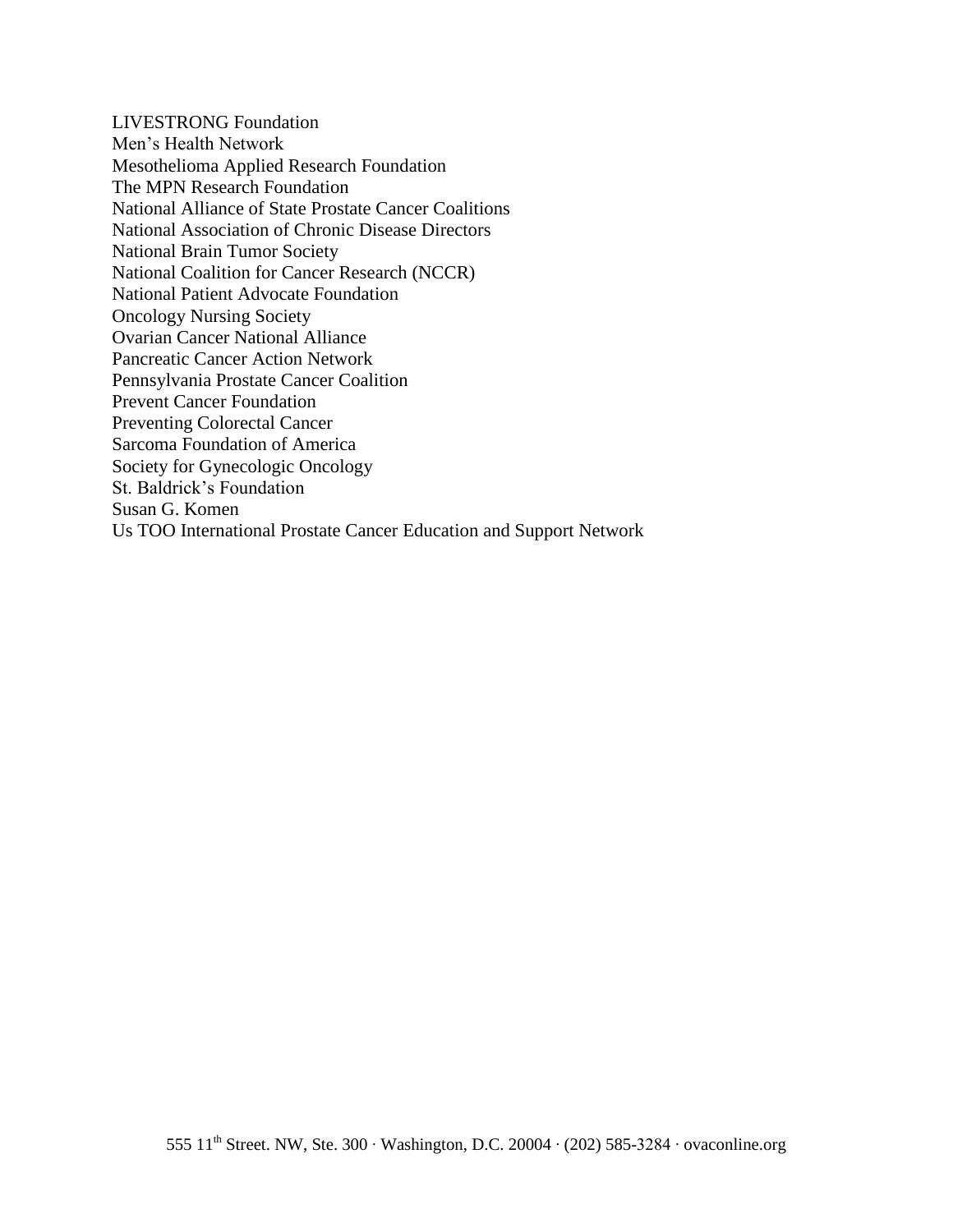LIVESTRONG Foundation
Men's Health Network
Mesothelioma Applied Research Foundation
The MPN Research Foundation
National Alliance of State Prostate Cancer Coalitions
National Association of Chronic Disease Directors
National Brain Tumor Society
National Coalition for Cancer Research (NCCR)
National Patient Advocate Foundation
Oncology Nursing Society
Ovarian Cancer National Alliance
Pancreatic Cancer Action Network
Pennsylvania Prostate Cancer Coalition
Prevent Cancer Foundation
Preventing Colorectal Cancer
Sarcoma Foundation of America
Society for Gynecologic Oncology
St. Baldrick's Foundation
Susan G. Komen
Us TOO International Prostate Cancer Education and Support Network